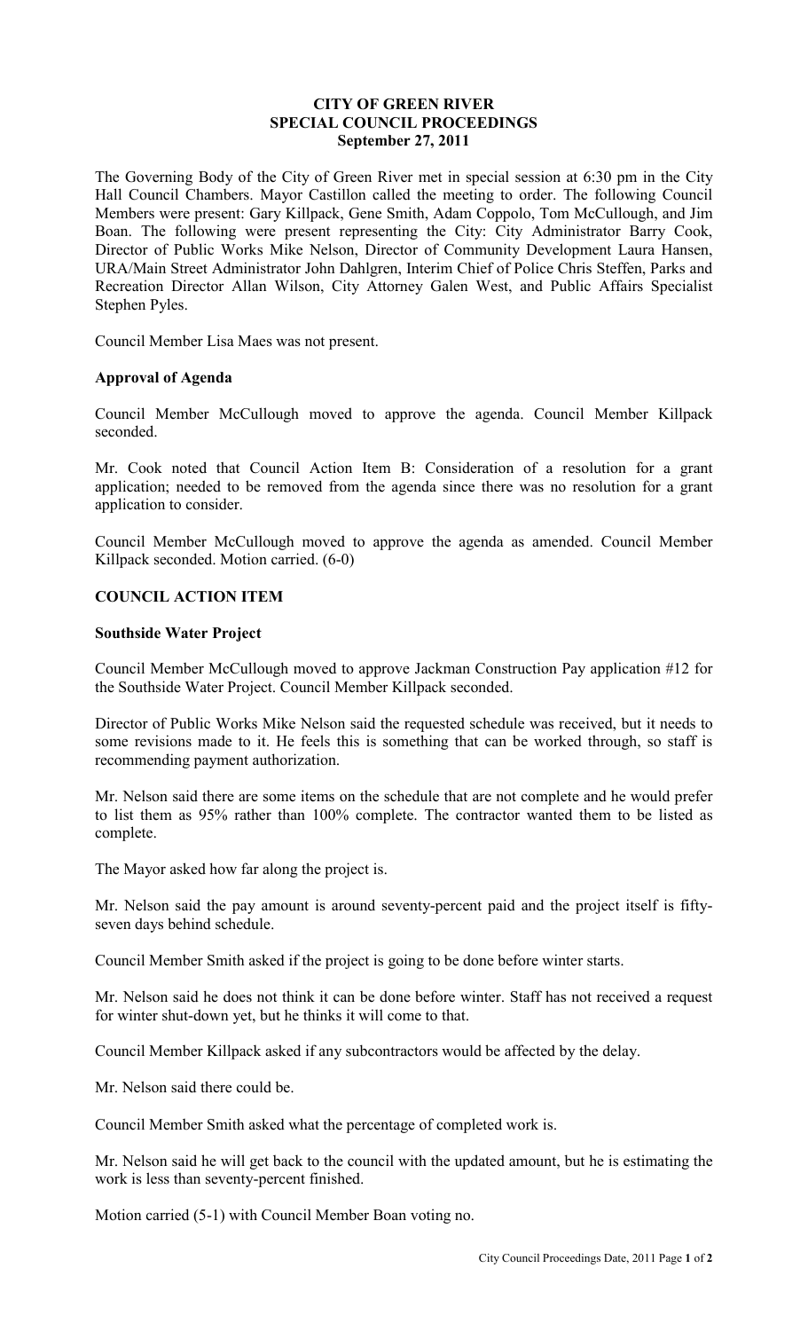# CITY OF GREEN RIVER
## SPECIAL COUNCIL PROCEEDINGS
### September 27, 2011

The Governing Body of the City of Green River met in special session at 6:30 pm in the City Hall Council Chambers. Mayor Castillon called the meeting to order. The following Council Members were present: Gary Killpack, Gene Smith, Adam Coppolo, Tom McCullough, and Jim Boan. The following were present representing the City: City Administrator Barry Cook, Director of Public Works Mike Nelson, Director of Community Development Laura Hansen, URA/Main Street Administrator John Dahlgren, Interim Chief of Police Chris Steffen, Parks and Recreation Director Allan Wilson, City Attorney Galen West, and Public Affairs Specialist Stephen Pyles.

Council Member Lisa Maes was not present.

**Approval of Agenda**

Council Member McCullough moved to approve the agenda. Council Member Killpack seconded.

Mr. Cook noted that Council Action Item B: Consideration of a resolution for a grant application; needed to be removed from the agenda since there was no resolution for a grant application to consider.

Council Member McCullough moved to approve the agenda as amended. Council Member Killpack seconded. Motion carried. (6-0)

**COUNCIL ACTION ITEM**

**Southside Water Project**

Council Member McCullough moved to approve Jackman Construction Pay application #12 for the Southside Water Project. Council Member Killpack seconded.

Director of Public Works Mike Nelson said the requested schedule was received, but it needs to some revisions made to it. He feels this is something that can be worked through, so staff is recommending payment authorization.

Mr. Nelson said there are some items on the schedule that are not complete and he would prefer to list them as 95% rather than 100% complete. The contractor wanted them to be listed as complete.

The Mayor asked how far along the project is.

Mr. Nelson said the pay amount is around seventy-percent paid and the project itself is fifty-seven days behind schedule.

Council Member Smith asked if the project is going to be done before winter starts.

Mr. Nelson said he does not think it can be done before winter. Staff has not received a request for winter shut-down yet, but he thinks it will come to that.

Council Member Killpack asked if any subcontractors would be affected by the delay.

Mr. Nelson said there could be.

Council Member Smith asked what the percentage of completed work is.

Mr. Nelson said he will get back to the council with the updated amount, but he is estimating the work is less than seventy-percent finished.

Motion carried (5-1) with Council Member Boan voting no.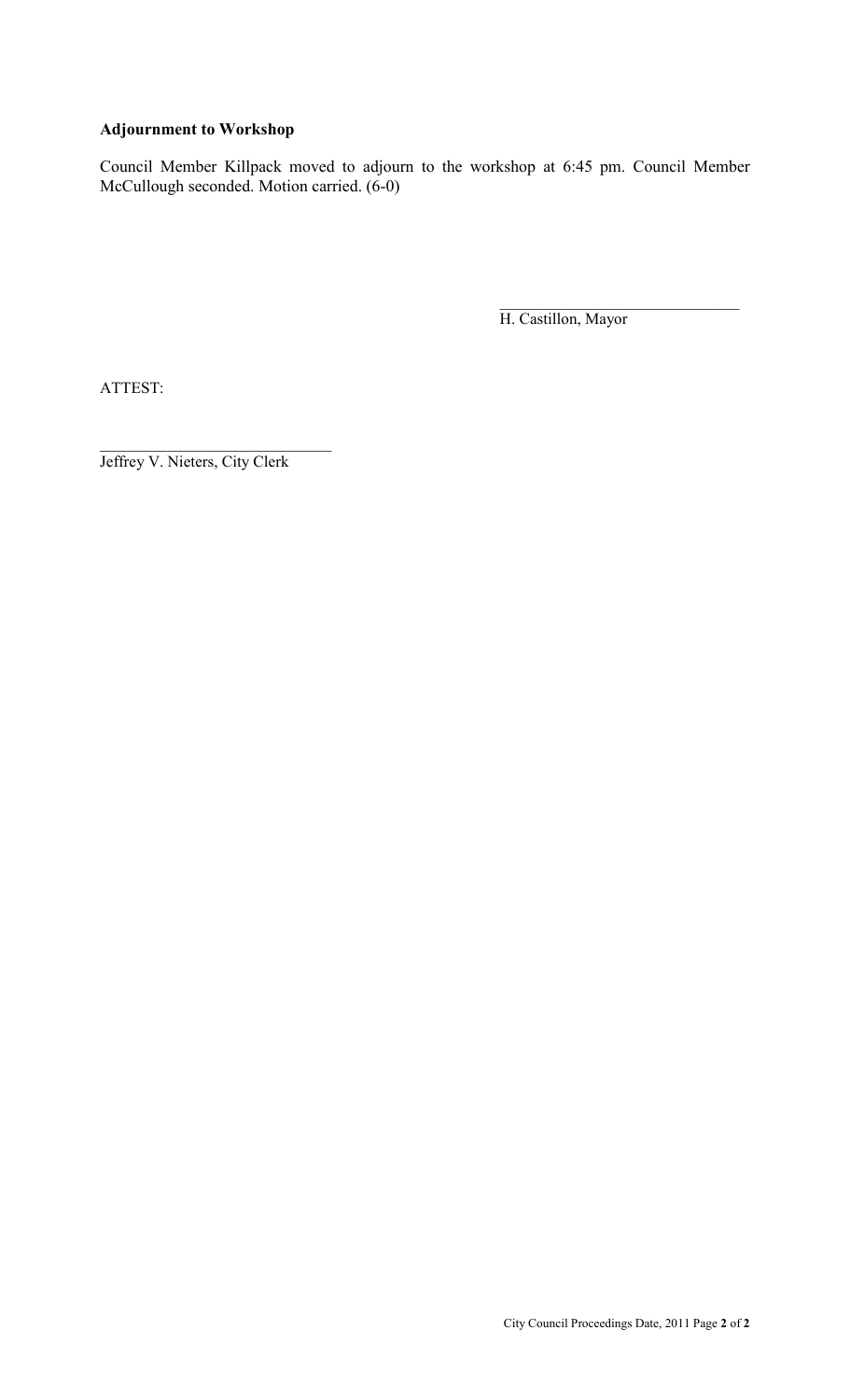**Adjournment to Workshop**

Council Member Killpack moved to adjourn to the workshop at 6:45 pm. Council Member McCullough seconded. Motion carried. (6-0)

\_\_\_\_\_\_\_\_\_\_\_\_\_\_\_\_\_\_\_\_\_\_\_\_\_\_\_\_\_\_
H. Castillon, Mayor

ATTEST:

\_\_\_\_\_\_\_\_\_\_\_\_\_\_\_\_\_\_\_\_\_\_\_\_\_\_\_\_\_\_
Jeffrey V. Nieters, City Clerk